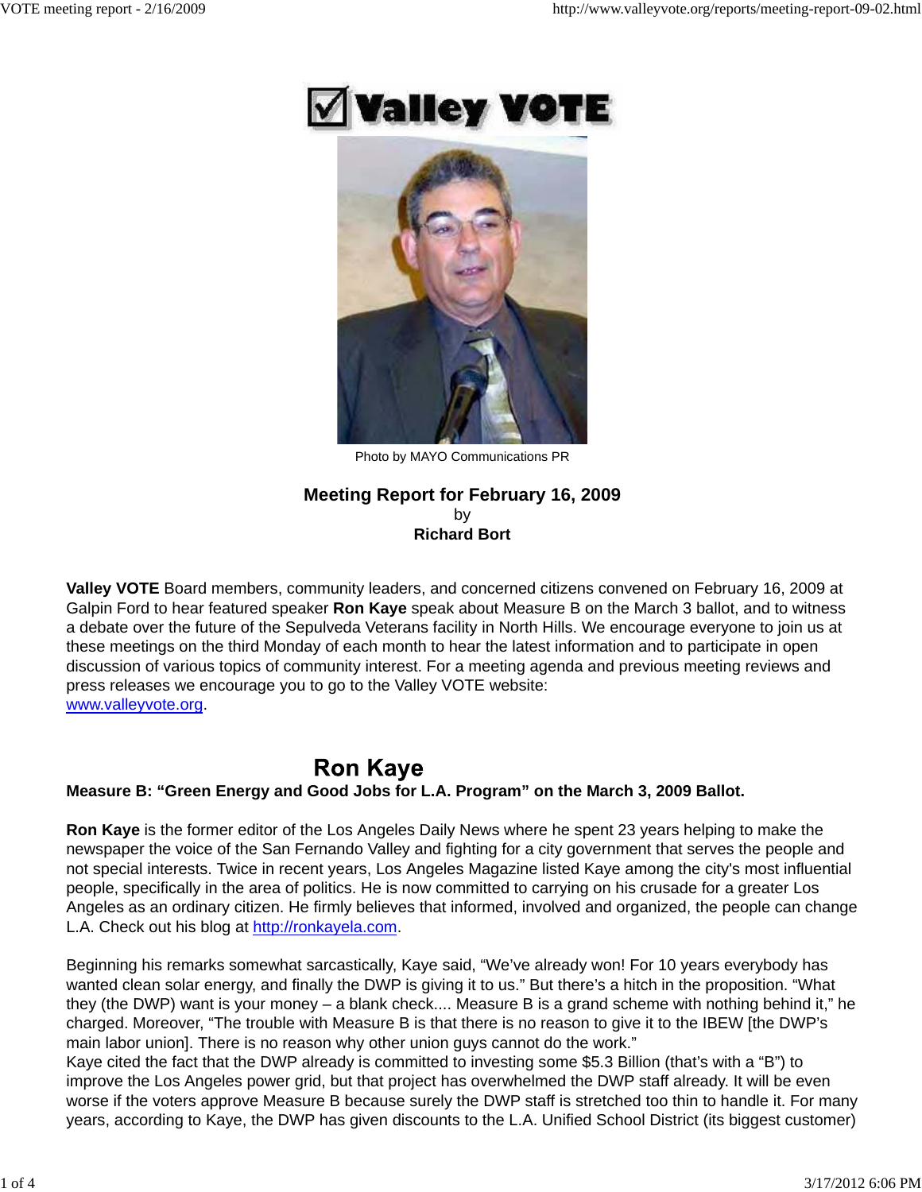# Valley VOTE

Photo by MAYO Communications PR

**Meeting Report for February 16, 2009**
by
**Richard Bort**

**Valley VOTE** Board members, community leaders, and concerned citizens convened on February 16, 2009 at Galpin Ford to hear featured speaker **Ron Kaye** speak about Measure B on the March 3 ballot, and to witness a debate over the future of the Sepulveda Veterans facility in North Hills. We encourage everyone to join us at these meetings on the third Monday of each month to hear the latest information and to participate in open discussion of various topics of community interest. For a meeting agenda and previous meeting reviews and press releases we encourage you to go to the Valley VOTE website: www.valleyvote.org.

## Ron Kaye

**Measure B: "Green Energy and Good Jobs for L.A. Program" on the March 3, 2009 Ballot.**

**Ron Kaye** is the former editor of the Los Angeles Daily News where he spent 23 years helping to make the newspaper the voice of the San Fernando Valley and fighting for a city government that serves the people and not special interests. Twice in recent years, Los Angeles Magazine listed Kaye among the city's most influential people, specifically in the area of politics. He is now committed to carrying on his crusade for a greater Los Angeles as an ordinary citizen. He firmly believes that informed, involved and organized, the people can change L.A. Check out his blog at http://ronkayela.com.

Beginning his remarks somewhat sarcastically, Kaye said, "We've already won! For 10 years everybody has wanted clean solar energy, and finally the DWP is giving it to us." But there's a hitch in the proposition. "What they (the DWP) want is your money – a blank check.... Measure B is a grand scheme with nothing behind it," he charged. Moreover, "The trouble with Measure B is that there is no reason to give it to the IBEW [the DWP's main labor union]. There is no reason why other union guys cannot do the work."
Kaye cited the fact that the DWP already is committed to investing some $5.3 Billion (that's with a "B") to improve the Los Angeles power grid, but that project has overwhelmed the DWP staff already. It will be even worse if the voters approve Measure B because surely the DWP staff is stretched too thin to handle it. For many years, according to Kaye, the DWP has given discounts to the L.A. Unified School District (its biggest customer)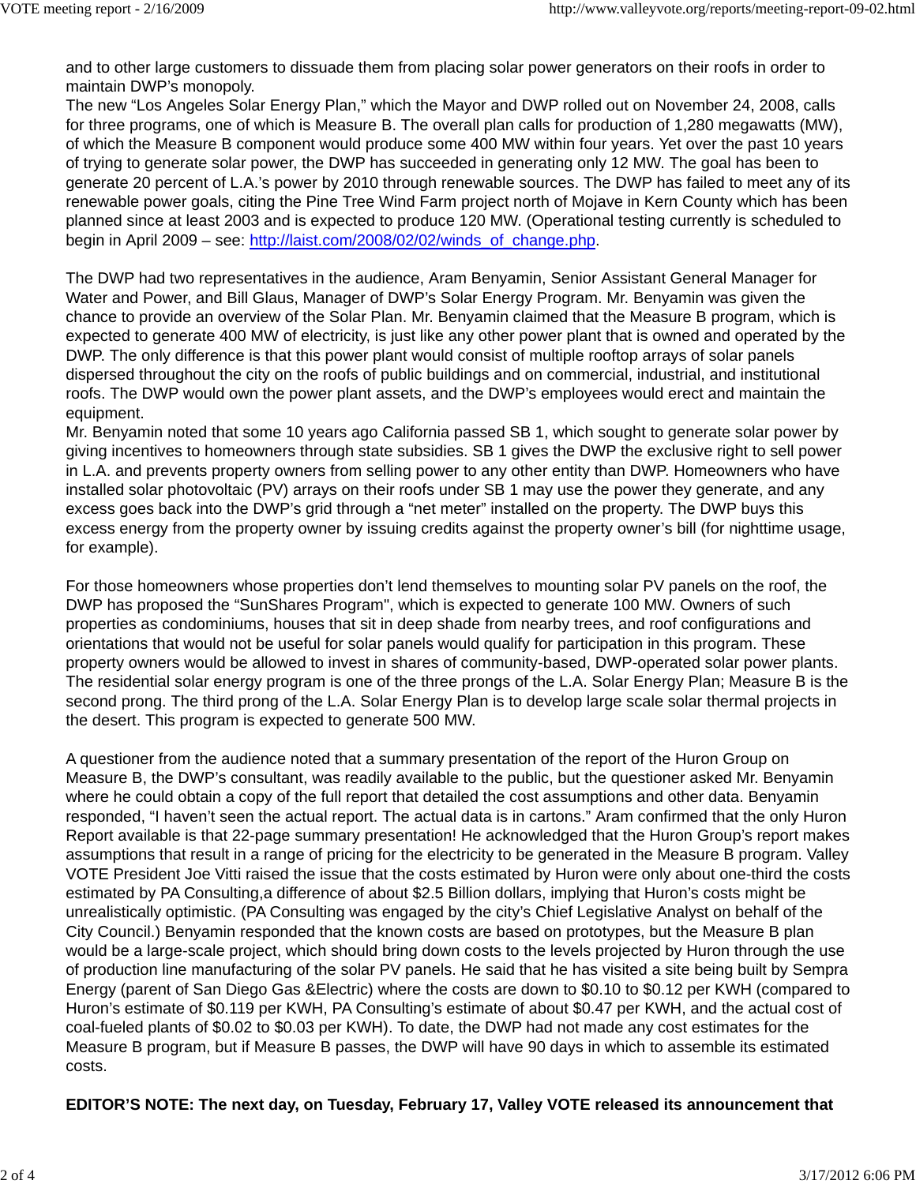and to other large customers to dissuade them from placing solar power generators on their roofs in order to maintain DWP's monopoly.
The new "Los Angeles Solar Energy Plan," which the Mayor and DWP rolled out on November 24, 2008, calls for three programs, one of which is Measure B. The overall plan calls for production of 1,280 megawatts (MW), of which the Measure B component would produce some 400 MW within four years. Yet over the past 10 years of trying to generate solar power, the DWP has succeeded in generating only 12 MW. The goal has been to generate 20 percent of L.A.'s power by 2010 through renewable sources. The DWP has failed to meet any of its renewable power goals, citing the Pine Tree Wind Farm project north of Mojave in Kern County which has been planned since at least 2003 and is expected to produce 120 MW. (Operational testing currently is scheduled to begin in April 2009 – see: [http://laist.com/2008/02/02/winds_of_change.php](http://laist.com/2008/02/02/winds_of_change.php).

The DWP had two representatives in the audience, Aram Benyamin, Senior Assistant General Manager for Water and Power, and Bill Glaus, Manager of DWP's Solar Energy Program. Mr. Benyamin was given the chance to provide an overview of the Solar Plan. Mr. Benyamin claimed that the Measure B program, which is expected to generate 400 MW of electricity, is just like any other power plant that is owned and operated by the DWP. The only difference is that this power plant would consist of multiple rooftop arrays of solar panels dispersed throughout the city on the roofs of public buildings and on commercial, industrial, and institutional roofs. The DWP would own the power plant assets, and the DWP's employees would erect and maintain the equipment.
Mr. Benyamin noted that some 10 years ago California passed SB 1, which sought to generate solar power by giving incentives to homeowners through state subsidies. SB 1 gives the DWP the exclusive right to sell power in L.A. and prevents property owners from selling power to any other entity than DWP. Homeowners who have installed solar photovoltaic (PV) arrays on their roofs under SB 1 may use the power they generate, and any excess goes back into the DWP's grid through a "net meter" installed on the property. The DWP buys this excess energy from the property owner by issuing credits against the property owner's bill (for nighttime usage, for example).

For those homeowners whose properties don't lend themselves to mounting solar PV panels on the roof, the DWP has proposed the "SunShares Program", which is expected to generate 100 MW. Owners of such properties as condominiums, houses that sit in deep shade from nearby trees, and roof configurations and orientations that would not be useful for solar panels would qualify for participation in this program. These property owners would be allowed to invest in shares of community-based, DWP-operated solar power plants. The residential solar energy program is one of the three prongs of the L.A. Solar Energy Plan; Measure B is the second prong. The third prong of the L.A. Solar Energy Plan is to develop large scale solar thermal projects in the desert. This program is expected to generate 500 MW.

A questioner from the audience noted that a summary presentation of the report of the Huron Group on Measure B, the DWP's consultant, was readily available to the public, but the questioner asked Mr. Benyamin where he could obtain a copy of the full report that detailed the cost assumptions and other data. Benyamin responded, "I haven't seen the actual report. The actual data is in cartons." Aram confirmed that the only Huron Report available is that 22-page summary presentation! He acknowledged that the Huron Group's report makes assumptions that result in a range of pricing for the electricity to be generated in the Measure B program. Valley VOTE President Joe Vitti raised the issue that the costs estimated by Huron were only about one-third the costs estimated by PA Consulting,a difference of about $2.5 Billion dollars, implying that Huron's costs might be unrealistically optimistic. (PA Consulting was engaged by the city's Chief Legislative Analyst on behalf of the City Council.) Benyamin responded that the known costs are based on prototypes, but the Measure B plan would be a large-scale project, which should bring down costs to the levels projected by Huron through the use of production line manufacturing of the solar PV panels. He said that he has visited a site being built by Sempra Energy (parent of San Diego Gas &Electric) where the costs are down to $0.10 to $0.12 per KWH (compared to Huron's estimate of $0.119 per KWH, PA Consulting's estimate of about $0.47 per KWH, and the actual cost of coal-fueled plants of $0.02 to $0.03 per KWH). To date, the DWP had not made any cost estimates for the Measure B program, but if Measure B passes, the DWP will have 90 days in which to assemble its estimated costs.

**EDITOR'S NOTE: The next day, on Tuesday, February 17, Valley VOTE released its announcement that**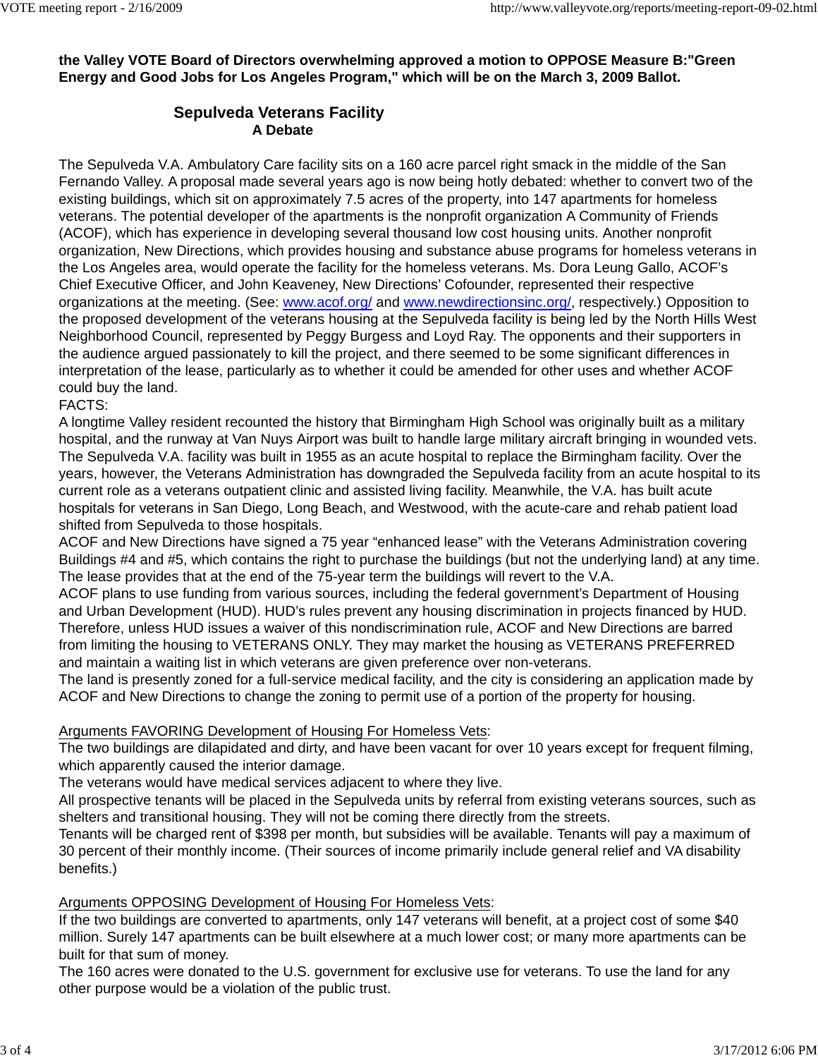**the Valley VOTE Board of Directors overwhelming approved a motion to OPPOSE Measure B:"Green Energy and Good Jobs for Los Angeles Program," which will be on the March 3, 2009 Ballot.**

## Sepulveda Veterans Facility

### A Debate

The Sepulveda V.A. Ambulatory Care facility sits on a 160 acre parcel right smack in the middle of the San Fernando Valley. A proposal made several years ago is now being hotly debated: whether to convert two of the existing buildings, which sit on approximately 7.5 acres of the property, into 147 apartments for homeless veterans. The potential developer of the apartments is the nonprofit organization A Community of Friends (ACOF), which has experience in developing several thousand low cost housing units. Another nonprofit organization, New Directions, which provides housing and substance abuse programs for homeless veterans in the Los Angeles area, would operate the facility for the homeless veterans. Ms. Dora Leung Gallo, ACOF's Chief Executive Officer, and John Keaveney, New Directions' Cofounder, represented their respective organizations at the meeting. (See: www.acof.org/ and www.newdirectionsinc.org/, respectively.) Opposition to the proposed development of the veterans housing at the Sepulveda facility is being led by the North Hills West Neighborhood Council, represented by Peggy Burgess and Loyd Ray. The opponents and their supporters in the audience argued passionately to kill the project, and there seemed to be some significant differences in interpretation of the lease, particularly as to whether it could be amended for other uses and whether ACOF could buy the land.

FACTS:

A longtime Valley resident recounted the history that Birmingham High School was originally built as a military hospital, and the runway at Van Nuys Airport was built to handle large military aircraft bringing in wounded vets. The Sepulveda V.A. facility was built in 1955 as an acute hospital to replace the Birmingham facility. Over the years, however, the Veterans Administration has downgraded the Sepulveda facility from an acute hospital to its current role as a veterans outpatient clinic and assisted living facility. Meanwhile, the V.A. has built acute hospitals for veterans in San Diego, Long Beach, and Westwood, with the acute-care and rehab patient load shifted from Sepulveda to those hospitals.

ACOF and New Directions have signed a 75 year "enhanced lease" with the Veterans Administration covering Buildings #4 and #5, which contains the right to purchase the buildings (but not the underlying land) at any time. The lease provides that at the end of the 75-year term the buildings will revert to the V.A.

ACOF plans to use funding from various sources, including the federal government's Department of Housing and Urban Development (HUD). HUD's rules prevent any housing discrimination in projects financed by HUD. Therefore, unless HUD issues a waiver of this nondiscrimination rule, ACOF and New Directions are barred from limiting the housing to VETERANS ONLY. They may market the housing as VETERANS PREFERRED and maintain a waiting list in which veterans are given preference over non-veterans.

The land is presently zoned for a full-service medical facility, and the city is considering an application made by ACOF and New Directions to change the zoning to permit use of a portion of the property for housing.

Arguments FAVORING Development of Housing For Homeless Vets:

The two buildings are dilapidated and dirty, and have been vacant for over 10 years except for frequent filming, which apparently caused the interior damage.

The veterans would have medical services adjacent to where they live.

All prospective tenants will be placed in the Sepulveda units by referral from existing veterans sources, such as shelters and transitional housing. They will not be coming there directly from the streets.

Tenants will be charged rent of $398 per month, but subsidies will be available. Tenants will pay a maximum of 30 percent of their monthly income. (Their sources of income primarily include general relief and VA disability benefits.)

Arguments OPPOSING Development of Housing For Homeless Vets:

If the two buildings are converted to apartments, only 147 veterans will benefit, at a project cost of some $40 million. Surely 147 apartments can be built elsewhere at a much lower cost; or many more apartments can be built for that sum of money.

The 160 acres were donated to the U.S. government for exclusive use for veterans. To use the land for any other purpose would be a violation of the public trust.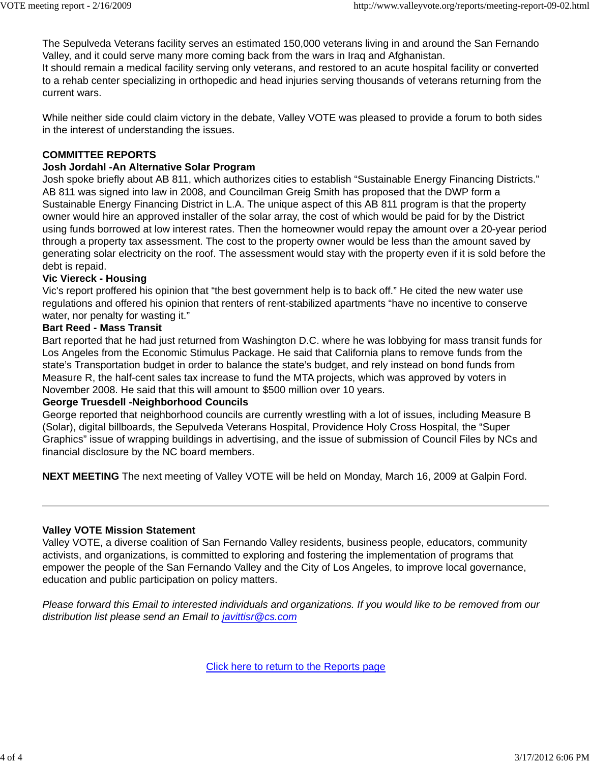The Sepulveda Veterans facility serves an estimated 150,000 veterans living in and around the San Fernando Valley, and it could serve many more coming back from the wars in Iraq and Afghanistan.
It should remain a medical facility serving only veterans, and restored to an acute hospital facility or converted to a rehab center specializing in orthopedic and head injuries serving thousands of veterans returning from the current wars.

While neither side could claim victory in the debate, Valley VOTE was pleased to provide a forum to both sides in the interest of understanding the issues.

**COMMITTEE REPORTS**

**Josh Jordahl -An Alternative Solar Program**

Josh spoke briefly about AB 811, which authorizes cities to establish "Sustainable Energy Financing Districts." AB 811 was signed into law in 2008, and Councilman Greig Smith has proposed that the DWP form a Sustainable Energy Financing District in L.A. The unique aspect of this AB 811 program is that the property owner would hire an approved installer of the solar array, the cost of which would be paid for by the District using funds borrowed at low interest rates. Then the homeowner would repay the amount over a 20-year period through a property tax assessment. The cost to the property owner would be less than the amount saved by generating solar electricity on the roof. The assessment would stay with the property even if it is sold before the debt is repaid.

**Vic Viereck - Housing**

Vic's report proffered his opinion that "the best government help is to back off." He cited the new water use regulations and offered his opinion that renters of rent-stabilized apartments "have no incentive to conserve water, nor penalty for wasting it."

**Bart Reed - Mass Transit**

Bart reported that he had just returned from Washington D.C. where he was lobbying for mass transit funds for Los Angeles from the Economic Stimulus Package. He said that California plans to remove funds from the state's Transportation budget in order to balance the state's budget, and rely instead on bond funds from Measure R, the half-cent sales tax increase to fund the MTA projects, which was approved by voters in November 2008. He said that this will amount to $500 million over 10 years.

**George Truesdell -Neighborhood Councils**

George reported that neighborhood councils are currently wrestling with a lot of issues, including Measure B (Solar), digital billboards, the Sepulveda Veterans Hospital, Providence Holy Cross Hospital, the "Super Graphics" issue of wrapping buildings in advertising, and the issue of submission of Council Files by NCs and financial disclosure by the NC board members.

**NEXT MEETING** The next meeting of Valley VOTE will be held on Monday, March 16, 2009 at Galpin Ford.

---

**Valley VOTE Mission Statement**

Valley VOTE, a diverse coalition of San Fernando Valley residents, business people, educators, community activists, and organizations, is committed to exploring and fostering the implementation of programs that empower the people of the San Fernando Valley and the City of Los Angeles, to improve local governance, education and public participation on policy matters.

*Please forward this Email to interested individuals and organizations. If you would like to be removed from our distribution list please send an Email to javittisr@cs.com*

Click here to return to the Reports page